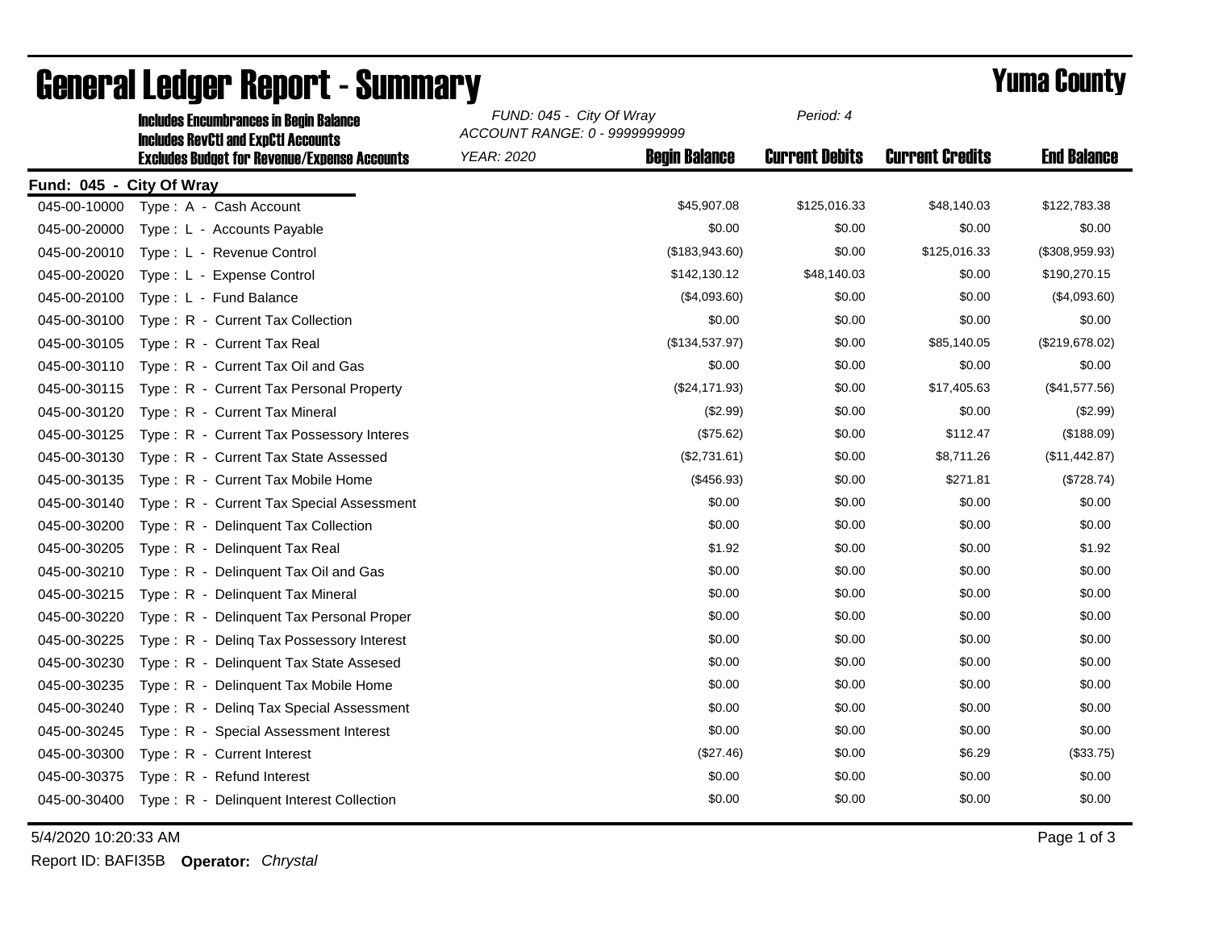# General Ledger Report - Summary

## Yuma County

**Includes Encumbrances in Begin Balance**
**Includes RevCtl and ExpCtl Accounts**
**Excludes Budget for Revenue/Expense Accounts**

*FUND: 045 - City Of Wray*
*ACCOUNT RANGE: 0 - 9999999999*
*YEAR: 2020*
*Period: 4*

**Fund: 045 - City Of Wray**

| Account | Description | Begin Balance | Current Debits | Current Credits | End Balance |
|---|---|---|---|---|---|
| 045-00-10000 | Type : A - Cash Account | $45,907.08 | $125,016.33 | $48,140.03 | $122,783.38 |
| 045-00-20000 | Type : L - Accounts Payable | $0.00 | $0.00 | $0.00 | $0.00 |
| 045-00-20010 | Type : L - Revenue Control | ($183,943.60) | $0.00 | $125,016.33 | ($308,959.93) |
| 045-00-20020 | Type : L - Expense Control | $142,130.12 | $48,140.03 | $0.00 | $190,270.15 |
| 045-00-20100 | Type : L - Fund Balance | ($4,093.60) | $0.00 | $0.00 | ($4,093.60) |
| 045-00-30100 | Type : R - Current Tax Collection | $0.00 | $0.00 | $0.00 | $0.00 |
| 045-00-30105 | Type : R - Current Tax Real | ($134,537.97) | $0.00 | $85,140.05 | ($219,678.02) |
| 045-00-30110 | Type : R - Current Tax Oil and Gas | $0.00 | $0.00 | $0.00 | $0.00 |
| 045-00-30115 | Type : R - Current Tax Personal Property | ($24,171.93) | $0.00 | $17,405.63 | ($41,577.56) |
| 045-00-30120 | Type : R - Current Tax Mineral | ($2.99) | $0.00 | $0.00 | ($2.99) |
| 045-00-30125 | Type : R - Current Tax Possessory Interes | ($75.62) | $0.00 | $112.47 | ($188.09) |
| 045-00-30130 | Type : R - Current Tax State Assessed | ($2,731.61) | $0.00 | $8,711.26 | ($11,442.87) |
| 045-00-30135 | Type : R - Current Tax Mobile Home | ($456.93) | $0.00 | $271.81 | ($728.74) |
| 045-00-30140 | Type : R - Current Tax Special Assessment | $0.00 | $0.00 | $0.00 | $0.00 |
| 045-00-30200 | Type : R - Delinquent Tax Collection | $0.00 | $0.00 | $0.00 | $0.00 |
| 045-00-30205 | Type : R - Delinquent Tax Real | $1.92 | $0.00 | $0.00 | $1.92 |
| 045-00-30210 | Type : R - Delinquent Tax Oil and Gas | $0.00 | $0.00 | $0.00 | $0.00 |
| 045-00-30215 | Type : R - Delinquent Tax Mineral | $0.00 | $0.00 | $0.00 | $0.00 |
| 045-00-30220 | Type : R - Delinquent Tax Personal Proper | $0.00 | $0.00 | $0.00 | $0.00 |
| 045-00-30225 | Type : R - Delinq Tax Possessory Interest | $0.00 | $0.00 | $0.00 | $0.00 |
| 045-00-30230 | Type : R - Delinquent Tax State Assesed | $0.00 | $0.00 | $0.00 | $0.00 |
| 045-00-30235 | Type : R - Delinquent Tax Mobile Home | $0.00 | $0.00 | $0.00 | $0.00 |
| 045-00-30240 | Type : R - Delinq Tax Special Assessment | $0.00 | $0.00 | $0.00 | $0.00 |
| 045-00-30245 | Type : R - Special Assessment Interest | $0.00 | $0.00 | $0.00 | $0.00 |
| 045-00-30300 | Type : R - Current Interest | ($27.46) | $0.00 | $6.29 | ($33.75) |
| 045-00-30375 | Type : R - Refund Interest | $0.00 | $0.00 | $0.00 | $0.00 |
| 045-00-30400 | Type : R - Delinquent Interest Collection | $0.00 | $0.00 | $0.00 | $0.00 |

5/4/2020 10:20:33 AM

Report ID: BAFI35B **Operator:** *Chrystal*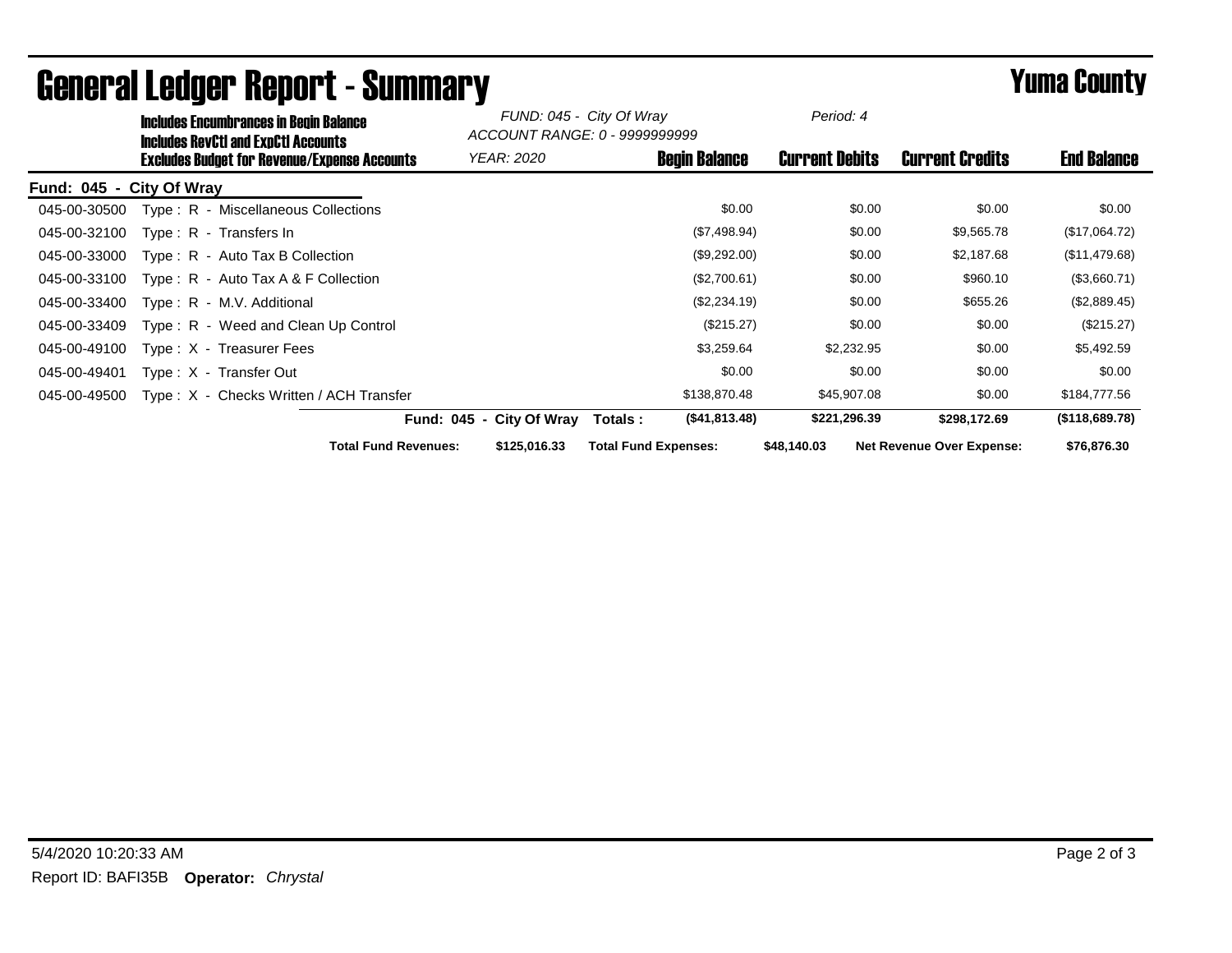# General Ledger Report - Summary

## Yuma County

**Includes Encumbrances in Begin Balance**
**Includes RevCtl and ExpCtl Accounts**
**Excludes Budget for Revenue/Expense Accounts**

*FUND: 045 - City Of Wray*
*ACCOUNT RANGE: 0 - 9999999999*
*YEAR: 2020*
*Period: 4*

**Fund: 045 - City Of Wray**

| Account | Description | Begin Balance | Current Debits | Current Credits | End Balance |
|---|---|---|---|---|---|
| 045-00-30500 | Type : R - Miscellaneous Collections | $0.00 | $0.00 | $0.00 | $0.00 |
| 045-00-32100 | Type : R - Transfers In | ($7,498.94) | $0.00 | $9,565.78 | ($17,064.72) |
| 045-00-33000 | Type : R - Auto Tax B Collection | ($9,292.00) | $0.00 | $2,187.68 | ($11,479.68) |
| 045-00-33100 | Type : R - Auto Tax A & F Collection | ($2,700.61) | $0.00 | $960.10 | ($3,660.71) |
| 045-00-33400 | Type : R - M.V. Additional | ($2,234.19) | $0.00 | $655.26 | ($2,889.45) |
| 045-00-33409 | Type : R - Weed and Clean Up Control | ($215.27) | $0.00 | $0.00 | ($215.27) |
| 045-00-49100 | Type : X - Treasurer Fees | $3,259.64 | $2,232.95 | $0.00 | $5,492.59 |
| 045-00-49401 | Type : X - Transfer Out | $0.00 | $0.00 | $0.00 | $0.00 |
| 045-00-49500 | Type : X - Checks Written / ACH Transfer | $138,870.48 | $45,907.08 | $0.00 | $184,777.56 |
| | **Fund: 045 - City Of Wray Totals :** | **($41,813.48)** | **$221,296.39** | **$298,172.69** | **($118,689.78)** |

**Total Fund Revenues:** $125,016.33 **Total Fund Expenses:** $48,140.03 **Net Revenue Over Expense:** $76,876.30

5/4/2020 10:20:33 AM

Report ID: BAFI35B **Operator:** *Chrystal*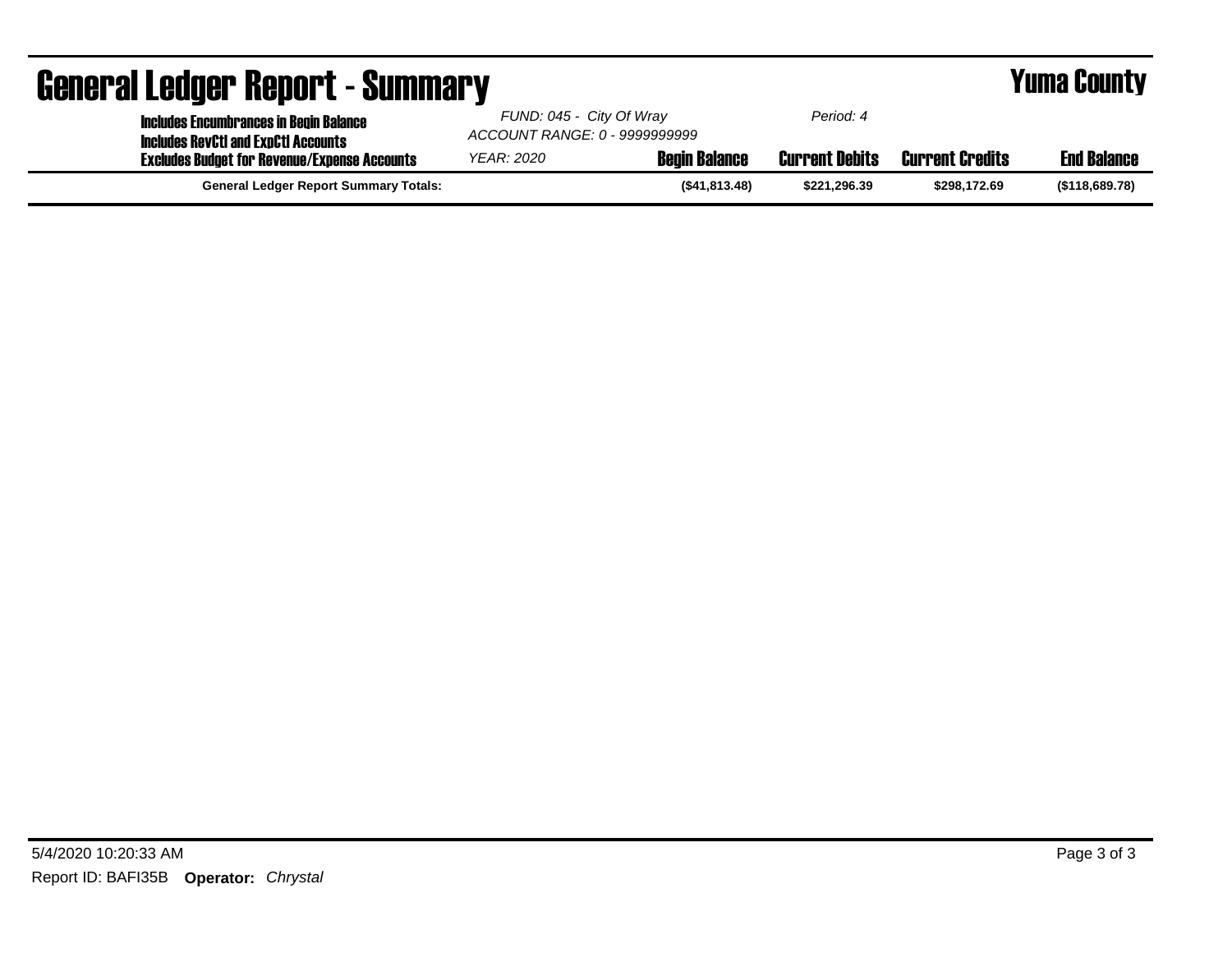# General Ledger Report - Summary

**Yuma County**

**Includes Encumbrances in Begin Balance**
**Includes RevCtl and ExpCtl Accounts**
**Excludes Budget for Revenue/Expense Accounts**

*FUND: 045 - City Of Wray*
*ACCOUNT RANGE: 0 - 9999999999*
*YEAR: 2020*
*Period: 4*

| | Begin Balance | Current Debits | Current Credits | End Balance |
|---|---|---|---|---|
| **General Ledger Report Summary Totals:** | **($41,813.48)** | **$221,296.39** | **$298,172.69** | **($118,689.78)** |

5/4/2020 10:20:33 AM

Report ID: BAFI35B **Operator:** *Chrystal*